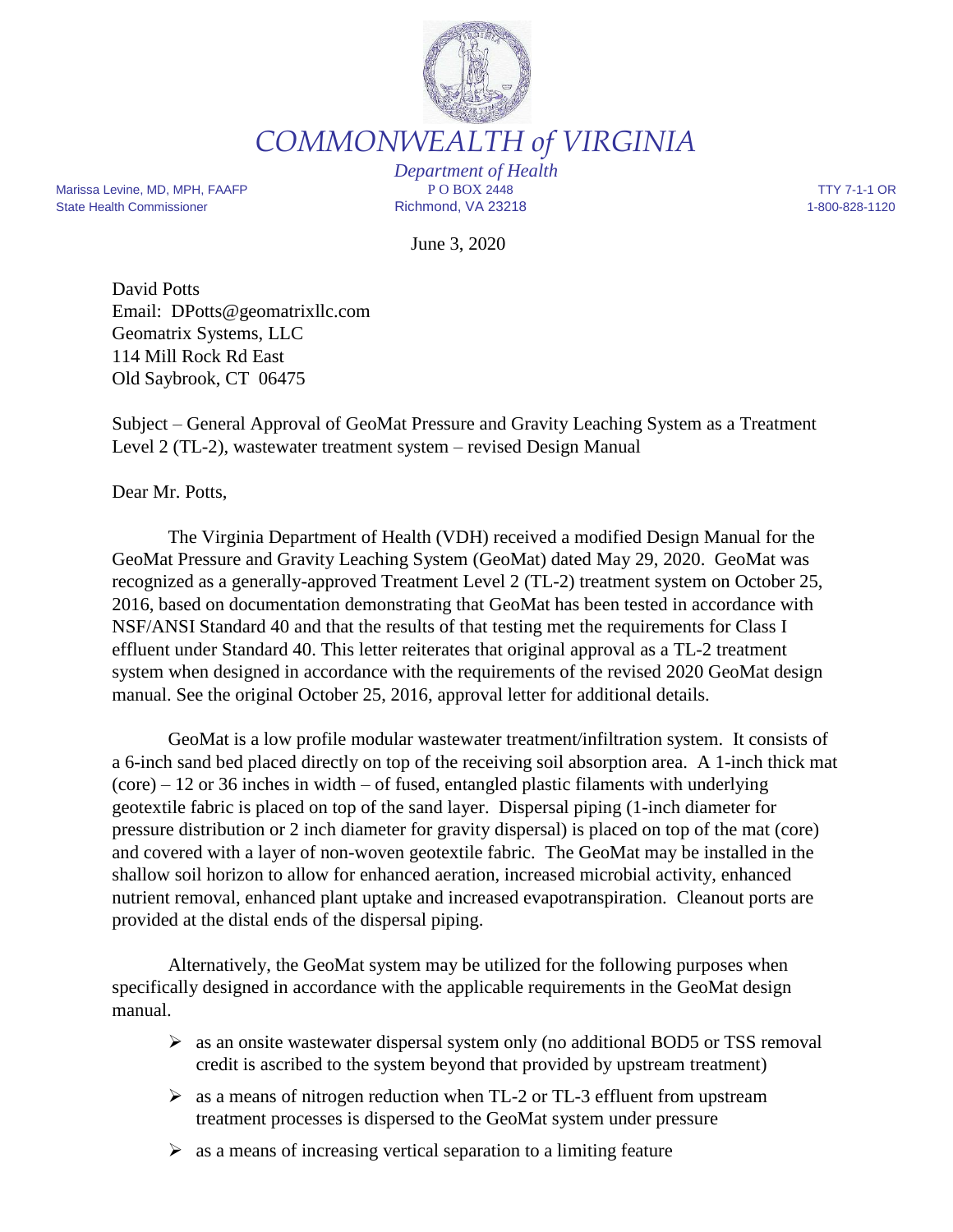# COMMONWEALTH of VIRGINIA

*Department of Health*

Marissa Levine, MD, MPH, FAAFP
State Health Commissioner

P O BOX 2448
Richmond, VA 23218

TTY 7-1-1 OR
1-800-828-1120

June 3, 2020

David Potts
Email: DPotts@geomatrixllc.com
Geomatrix Systems, LLC
114 Mill Rock Rd East
Old Saybrook, CT 06475

Subject – General Approval of GeoMat Pressure and Gravity Leaching System as a Treatment Level 2 (TL-2), wastewater treatment system – revised Design Manual

Dear Mr. Potts,

The Virginia Department of Health (VDH) received a modified Design Manual for the GeoMat Pressure and Gravity Leaching System (GeoMat) dated May 29, 2020. GeoMat was recognized as a generally-approved Treatment Level 2 (TL-2) treatment system on October 25, 2016, based on documentation demonstrating that GeoMat has been tested in accordance with NSF/ANSI Standard 40 and that the results of that testing met the requirements for Class I effluent under Standard 40. This letter reiterates that original approval as a TL-2 treatment system when designed in accordance with the requirements of the revised 2020 GeoMat design manual. See the original October 25, 2016, approval letter for additional details.

GeoMat is a low profile modular wastewater treatment/infiltration system. It consists of a 6-inch sand bed placed directly on top of the receiving soil absorption area. A 1-inch thick mat (core) – 12 or 36 inches in width – of fused, entangled plastic filaments with underlying geotextile fabric is placed on top of the sand layer. Dispersal piping (1-inch diameter for pressure distribution or 2 inch diameter for gravity dispersal) is placed on top of the mat (core) and covered with a layer of non-woven geotextile fabric. The GeoMat may be installed in the shallow soil horizon to allow for enhanced aeration, increased microbial activity, enhanced nutrient removal, enhanced plant uptake and increased evapotranspiration. Cleanout ports are provided at the distal ends of the dispersal piping.

Alternatively, the GeoMat system may be utilized for the following purposes when specifically designed in accordance with the applicable requirements in the GeoMat design manual.

- as an onsite wastewater dispersal system only (no additional BOD5 or TSS removal credit is ascribed to the system beyond that provided by upstream treatment)
- as a means of nitrogen reduction when TL-2 or TL-3 effluent from upstream treatment processes is dispersed to the GeoMat system under pressure
- as a means of increasing vertical separation to a limiting feature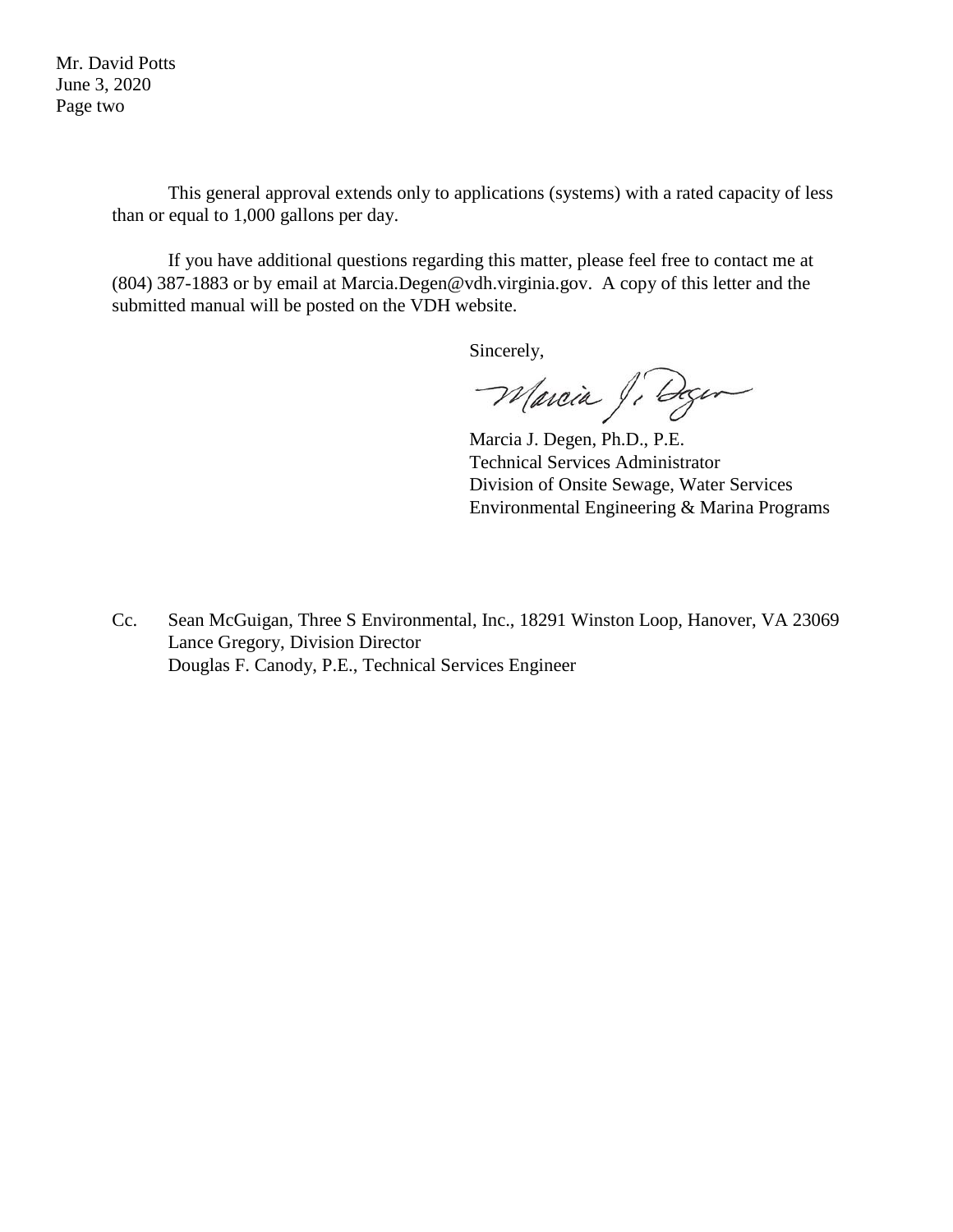Mr. David Potts
June 3, 2020
Page two

This general approval extends only to applications (systems) with a rated capacity of less than or equal to 1,000 gallons per day.

If you have additional questions regarding this matter, please feel free to contact me at (804) 387-1883 or by email at Marcia.Degen@vdh.virginia.gov. A copy of this letter and the submitted manual will be posted on the VDH website.

Sincerely,

Marcia J. Degen

Marcia J. Degen, Ph.D., P.E.
Technical Services Administrator
Division of Onsite Sewage, Water Services
Environmental Engineering & Marina Programs

Cc. Sean McGuigan, Three S Environmental, Inc., 18291 Winston Loop, Hanover, VA 23069
Lance Gregory, Division Director
Douglas F. Canody, P.E., Technical Services Engineer